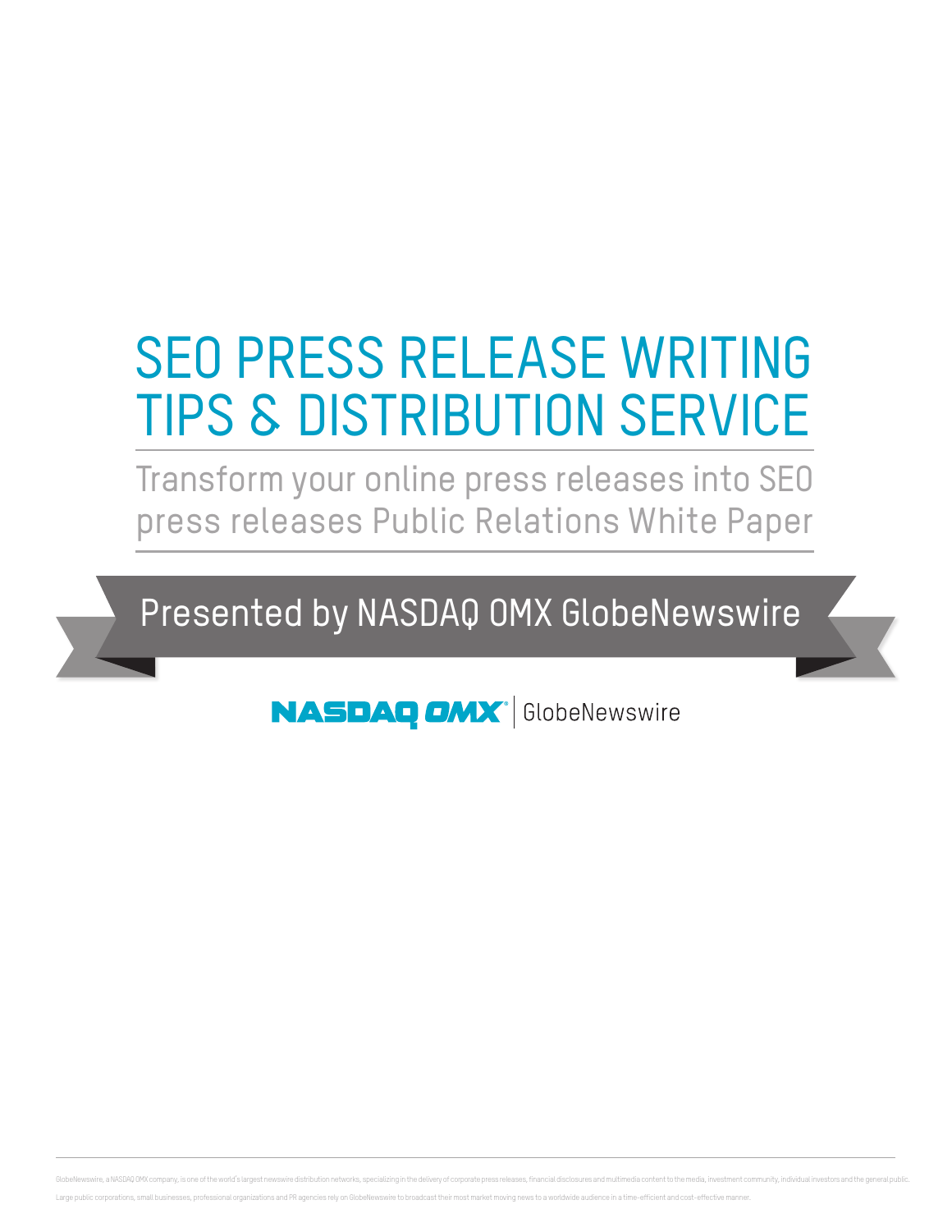# SEO PRESS RELEASE WRITING TIPS & DISTRIBUTION SERVICE

## Transform your online press releases into SEO press releases Public Relations White Paper

**Presented by NASDAQ OMX GlobeNewswire**

NASDAQ OMX | GlobeNewswire

GlobeNewswire, a NASDAQ OMX company, is one of the world's largest newswire distribution networks, specializing in the delivery of corporate press releases, financial disclosures and multimedia content to the media, investment community, individual investors and the general public. Large public corporations, small businesses, professional organizations and PR agencies rely on GlobeNewswire to broadcast their most market moving news to a worldwide audience in a time-efficient and cost-effective manner.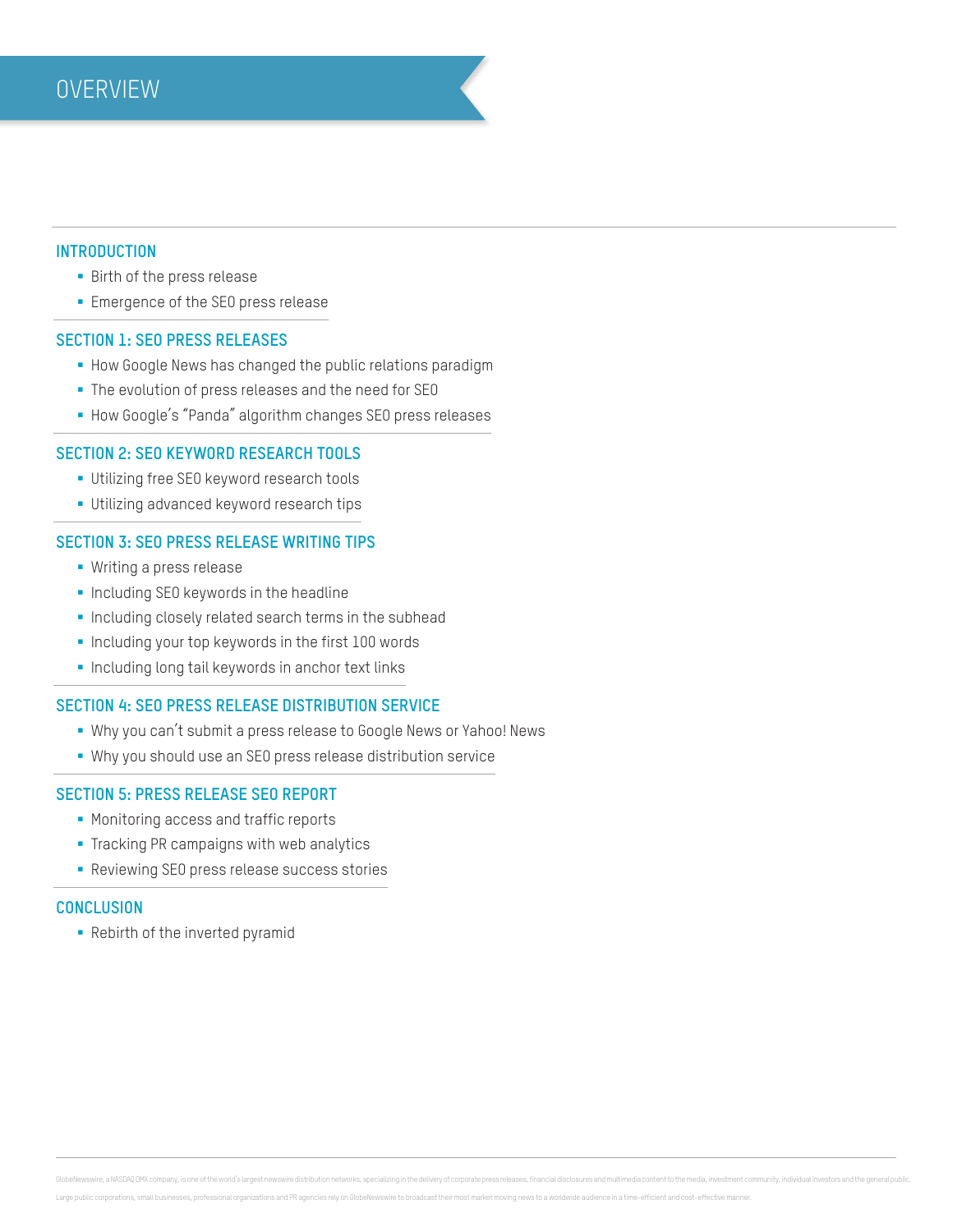# OVERVIEW

## INTRODUCTION

- Birth of the press release
- Emergence of the SEO press release

## SECTION 1: SEO PRESS RELEASES

- How Google News has changed the public relations paradigm
- The evolution of press releases and the need for SEO
- How Google's "Panda" algorithm changes SEO press releases

## SECTION 2: SEO KEYWORD RESEARCH TOOLS

- Utilizing free SEO keyword research tools
- Utilizing advanced keyword research tips

## SECTION 3: SEO PRESS RELEASE WRITING TIPS

- Writing a press release
- Including SEO keywords in the headline
- Including closely related search terms in the subhead
- Including your top keywords in the first 100 words
- Including long tail keywords in anchor text links

## SECTION 4: SEO PRESS RELEASE DISTRIBUTION SERVICE

- Why you can't submit a press release to Google News or Yahoo! News
- Why you should use an SEO press release distribution service

## SECTION 5: PRESS RELEASE SEO REPORT

- Monitoring access and traffic reports
- Tracking PR campaigns with web analytics
- Reviewing SEO press release success stories

## CONCLUSION

- Rebirth of the inverted pyramid

GlobeNewswire, a NASDAQ OMX company, is one of the world's largest newswire distribution networks, specializing in the delivery of corporate press releases, financial disclosures and multimedia content to the media, investment community, individual investors and the general public. Large public corporations, small businesses, professional organizations and PR agencies rely on GlobeNewswire to broadcast their most market moving news to a worldwide audience in a time-efficient and cost-effective manner.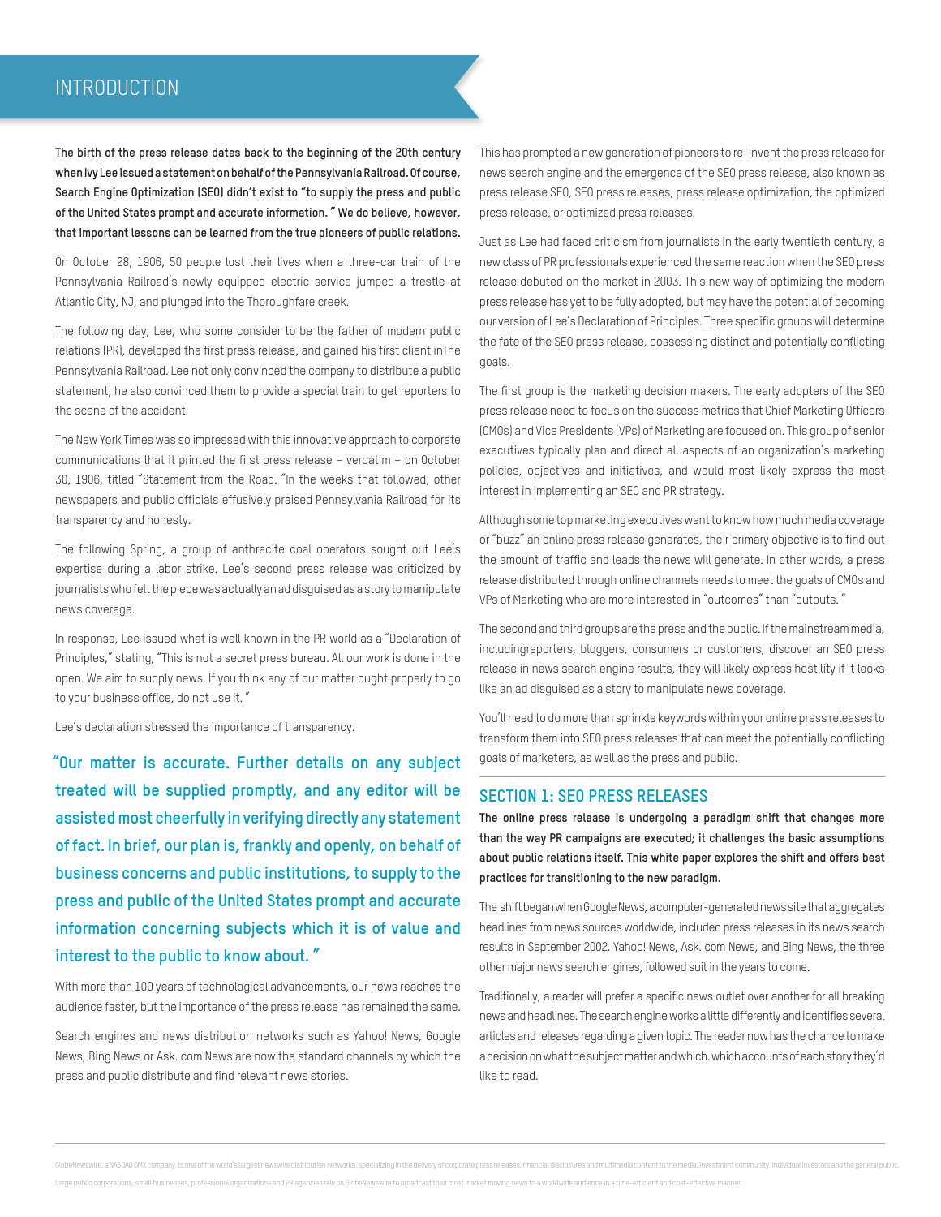# INTRODUCTION

**The birth of the press release dates back to the beginning of the 20th century when Ivy Lee issued a statement on behalf of the Pennsylvania Railroad. Of course, Search Engine Optimization (SEO) didn't exist to "to supply the press and public of the United States prompt and accurate information." We do believe, however, that important lessons can be learned from the true pioneers of public relations.**

On October 28, 1906, 50 people lost their lives when a three-car train of the Pennsylvania Railroad's newly equipped electric service jumped a trestle at Atlantic City, NJ, and plunged into the Thoroughfare creek.

The following day, Lee, who some consider to be the father of modern public relations (PR), developed the first press release, and gained his first client inThe Pennsylvania Railroad. Lee not only convinced the company to distribute a public statement, he also convinced them to provide a special train to get reporters to the scene of the accident.

The New York Times was so impressed with this innovative approach to corporate communications that it printed the first press release – verbatim – on October 30, 1906, titled "Statement from the Road. "In the weeks that followed, other newspapers and public officials effusively praised Pennsylvania Railroad for its transparency and honesty.

The following Spring, a group of anthracite coal operators sought out Lee's expertise during a labor strike. Lee's second press release was criticized by journalists who felt the piece was actually an ad disguised as a story to manipulate news coverage.

In response, Lee issued what is well known in the PR world as a "Declaration of Principles," stating, "This is not a secret press bureau. All our work is done in the open. We aim to supply news. If you think any of our matter ought properly to go to your business office, do not use it."

Lee's declaration stressed the importance of transparency.

> "Our matter is accurate. Further details on any subject treated will be supplied promptly, and any editor will be assisted most cheerfully in verifying directly any statement of fact. In brief, our plan is, frankly and openly, on behalf of business concerns and public institutions, to supply to the press and public of the United States prompt and accurate information concerning subjects which it is of value and interest to the public to know about."

With more than 100 years of technological advancements, our news reaches the audience faster, but the importance of the press release has remained the same.

Search engines and news distribution networks such as Yahoo! News, Google News, Bing News or Ask. com News are now the standard channels by which the press and public distribute and find relevant news stories.

This has prompted a new generation of pioneers to re-invent the press release for news search engine and the emergence of the SEO press release, also known as press release SEO, SEO press releases, press release optimization, the optimized press release, or optimized press releases.

Just as Lee had faced criticism from journalists in the early twentieth century, a new class of PR professionals experienced the same reaction when the SEO press release debuted on the market in 2003. This new way of optimizing the modern press release has yet to be fully adopted, but may have the potential of becoming our version of Lee's Declaration of Principles. Three specific groups will determine the fate of the SEO press release, possessing distinct and potentially conflicting goals.

The first group is the marketing decision makers. The early adopters of the SEO press release need to focus on the success metrics that Chief Marketing Officers (CMOs) and Vice Presidents (VPs) of Marketing are focused on. This group of senior executives typically plan and direct all aspects of an organization's marketing policies, objectives and initiatives, and would most likely express the most interest in implementing an SEO and PR strategy.

Although some top marketing executives want to know how much media coverage or "buzz" an online press release generates, their primary objective is to find out the amount of traffic and leads the news will generate. In other words, a press release distributed through online channels needs to meet the goals of CMOs and VPs of Marketing who are more interested in "outcomes" than "outputs."

The second and third groups are the press and the public. If the mainstream media, includingreporters, bloggers, consumers or customers, discover an SEO press release in news search engine results, they will likely express hostility if it looks like an ad disguised as a story to manipulate news coverage.

You'll need to do more than sprinkle keywords within your online press releases to transform them into SEO press releases that can meet the potentially conflicting goals of marketers, as well as the press and public.

## SECTION 1: SEO PRESS RELEASES

**The online press release is undergoing a paradigm shift that changes more than the way PR campaigns are executed; it challenges the basic assumptions about public relations itself. This white paper explores the shift and offers best practices for transitioning to the new paradigm.**

The shift began when Google News, a computer-generated news site that aggregates headlines from news sources worldwide, included press releases in its news search results in September 2002. Yahoo! News, Ask. com News, and Bing News, the three other major news search engines, followed suit in the years to come.

Traditionally, a reader will prefer a specific news outlet over another for all breaking news and headlines. The search engine works a little differently and identifies several articles and releases regarding a given topic. The reader now has the chance to make a decision on what the subject matter and which. which accounts of each story they'd like to read.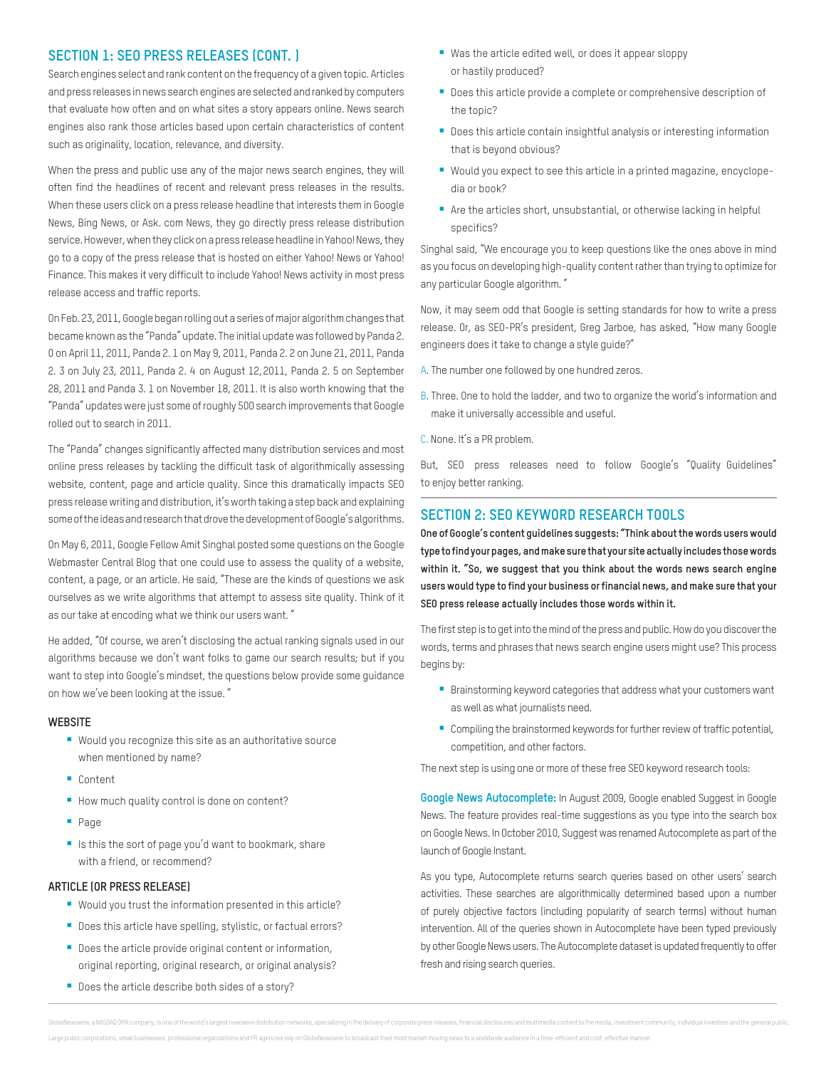## SECTION 1: SEO PRESS RELEASES (CONT. )

Search engines select and rank content on the frequency of a given topic. Articles and press releases in news search engines are selected and ranked by computers that evaluate how often and on what sites a story appears online. News search engines also rank those articles based upon certain characteristics of content such as originality, location, relevance, and diversity.

When the press and public use any of the major news search engines, they will often find the headlines of recent and relevant press releases in the results. When these users click on a press release headline that interests them in Google News, Bing News, or Ask. com News, they go directly press release distribution service. However, when they click on a press release headline in Yahoo! News, they go to a copy of the press release that is hosted on either Yahoo! News or Yahoo! Finance. This makes it very difficult to include Yahoo! News activity in most press release access and traffic reports.

On Feb. 23, 2011, Google began rolling out a series of major algorithm changes that became known as the "Panda" update. The initial update was followed by Panda 2. 0 on April 11, 2011, Panda 2. 1 on May 9, 2011, Panda 2. 2 on June 21, 2011, Panda 2. 3 on July 23, 2011, Panda 2. 4 on August 12, 2011, Panda 2. 5 on September 28, 2011 and Panda 3. 1 on November 18, 2011. It is also worth knowing that the "Panda" updates were just some of roughly 500 search improvements that Google rolled out to search in 2011.

The "Panda" changes significantly affected many distribution services and most online press releases by tackling the difficult task of algorithmically assessing website, content, page and article quality. Since this dramatically impacts SEO press release writing and distribution, it's worth taking a step back and explaining some of the ideas and research that drove the development of Google's algorithms.

On May 6, 2011, Google Fellow Amit Singhal posted some questions on the Google Webmaster Central Blog that one could use to assess the quality of a website, content, a page, or an article. He said, "These are the kinds of questions we ask ourselves as we write algorithms that attempt to assess site quality. Think of it as our take at encoding what we think our users want. "

He added, "Of course, we aren't disclosing the actual ranking signals used in our algorithms because we don't want folks to game our search results; but if you want to step into Google's mindset, the questions below provide some guidance on how we've been looking at the issue. "

**WEBSITE**

- Would you recognize this site as an authoritative source when mentioned by name?
- Content
- How much quality control is done on content?
- Page
- Is this the sort of page you'd want to bookmark, share with a friend, or recommend?

**ARTICLE (OR PRESS RELEASE)**

- Would you trust the information presented in this article?
- Does this article have spelling, stylistic, or factual errors?
- Does the article provide original content or information, original reporting, original research, or original analysis?
- Does the article describe both sides of a story?
- Was the article edited well, or does it appear sloppy or hastily produced?
- Does this article provide a complete or comprehensive description of the topic?
- Does this article contain insightful analysis or interesting information that is beyond obvious?
- Would you expect to see this article in a printed magazine, encyclopedia or book?
- Are the articles short, unsubstantial, or otherwise lacking in helpful specifics?

Singhal said, "We encourage you to keep questions like the ones above in mind as you focus on developing high-quality content rather than trying to optimize for any particular Google algorithm. "

Now, it may seem odd that Google is setting standards for how to write a press release. Or, as SEO-PR's president, Greg Jarboe, has asked, "How many Google engineers does it take to change a style guide?"

A. The number one followed by one hundred zeros.

B. Three. One to hold the ladder, and two to organize the world's information and make it universally accessible and useful.

C. None. It's a PR problem.

But, SEO press releases need to follow Google's "Quality Guidelines" to enjoy better ranking.

## SECTION 2: SEO KEYWORD RESEARCH TOOLS

**One of Google's content guidelines suggests: "Think about the words users would type to find your pages, and make sure that your site actually includes those words within it. "So, we suggest that you think about the words news search engine users would type to find your business or financial news, and make sure that your SEO press release actually includes those words within it.**

The first step is to get into the mind of the press and public. How do you discover the words, terms and phrases that news search engine users might use? This process begins by:

- Brainstorming keyword categories that address what your customers want as well as what journalists need.
- Compiling the brainstormed keywords for further review of traffic potential, competition, and other factors.

The next step is using one or more of these free SEO keyword research tools:

**Google News Autocomplete:** In August 2009, Google enabled Suggest in Google News. The feature provides real-time suggestions as you type into the search box on Google News. In October 2010, Suggest was renamed Autocomplete as part of the launch of Google Instant.

As you type, Autocomplete returns search queries based on other users' search activities. These searches are algorithmically determined based upon a number of purely objective factors (including popularity of search terms) without human intervention. All of the queries shown in Autocomplete have been typed previously by other Google News users. The Autocomplete dataset is updated frequently to offer fresh and rising search queries.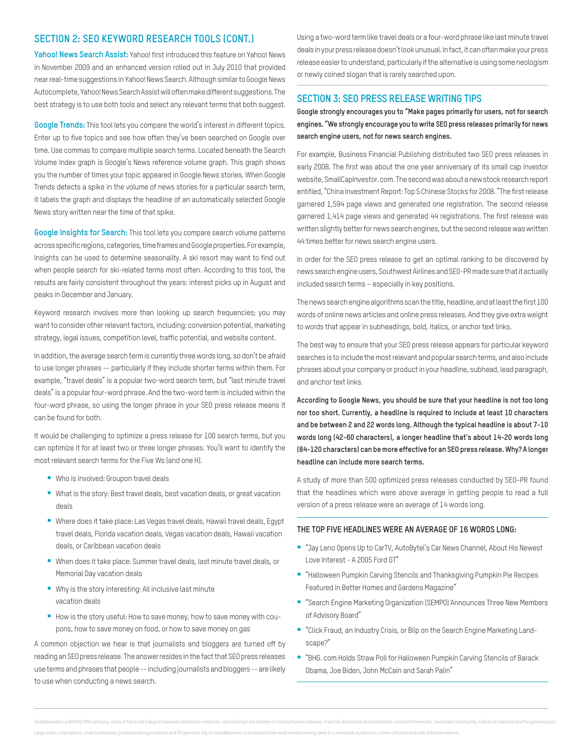## SECTION 2: SEO KEYWORD RESEARCH TOOLS (CONT.)

**Yahoo! News Search Assist:** Yahoo! first introduced this feature on Yahoo! News in November 2009 and an enhanced version rolled out in July 2010 that provided near real-time suggestions in Yahoo! News Search. Although similar to Google News Autocomplete, Yahoo! News Search Assist will often make different suggestions. The best strategy is to use both tools and select any relevant terms that both suggest.

**Google Trends:** This tool lets you compare the world's interest in different topics. Enter up to five topics and see how often they've been searched on Google over time. Use commas to compare multiple search terms. Located beneath the Search Volume Index graph is Google's News reference volume graph. This graph shows you the number of times your topic appeared in Google News stories. When Google Trends detects a spike in the volume of news stories for a particular search term, it labels the graph and displays the headline of an automatically selected Google News story written near the time of that spike.

**Google Insights for Search:** This tool lets you compare search volume patterns across specific regions, categories, time frames and Google properties. For example, Insights can be used to determine seasonality. A ski resort may want to find out when people search for ski-related terms most often. According to this tool, the results are fairly consistent throughout the years: interest picks up in August and peaks in December and January.

Keyword research involves more than looking up search frequencies; you may want to consider other relevant factors, including: conversion potential, marketing strategy, legal issues, competition level, traffic potential, and website content.

In addition, the average search term is currently three words long, so don't be afraid to use longer phrases -- particularly if they include shorter terms within them. For example, "travel deals" is a popular two-word search term, but "last minute travel deals" is a popular four-word phrase. And the two-word term is included within the four-word phrase, so using the longer phrase in your SEO press release means it can be found for both.

It would be challenging to optimize a press release for 100 search terms, but you can optimize it for at least two or three longer phrases. You'll want to identify the most relevant search terms for the Five Ws (and one H).

- Who is involved: Groupon travel deals
- What is the story: Best travel deals, best vacation deals, or great vacation deals
- Where does it take place: Las Vegas travel deals, Hawaii travel deals, Egypt travel deals, Florida vacation deals, Vegas vacation deals, Hawaii vacation deals, or Caribbean vacation deals
- When does it take place: Summer travel deals, last minute travel deals, or Memorial Day vacation deals
- Why is the story interesting: All inclusive last minute vacation deals
- How is the story useful: How to save money, how to save money with coupons, how to save money on food, or how to save money on gas

A common objection we hear is that journalists and bloggers are turned off by reading an SEO press release. The answer resides in the fact that SEO press releases use terms and phrases that people -- including journalists and bloggers -- are likely to use when conducting a news search.

Using a two-word term like travel deals or a four-word phrase like last minute travel deals in your press release doesn't look unusual. In fact, it can often make your press release easier to understand, particularly if the alternative is using some neologism or newly coined slogan that is rarely searched upon.

## SECTION 3: SEO PRESS RELEASE WRITING TIPS

**Google strongly encourages you to "Make pages primarily for users, not for search engines." We strongly encourage you to write SEO press releases primarily for news search engine users, not for news search engines.**

For example, Business Financial Publishing distributed two SEO press releases in early 2008. The first was about the one year anniversary of its small cap investor website, SmallCapInvestor. com. The second was about a new stock research report entitled, "China Investment Report: Top 5 Chinese Stocks for 2008." The first release garnered 1,594 page views and generated one registration. The second release garnered 1,414 page views and generated 44 registrations. The first release was written slightly better for news search engines, but the second release was written 44 times better for news search engine users.

In order for the SEO press release to get an optimal ranking to be discovered by news search engine users, Southwest Airlines and SEO-PR made sure that it actually included search terms – especially in key positions.

The news search engine algorithms scan the title, headline, and at least the first 100 words of online news articles and online press releases. And they give extra weight to words that appear in subheadings, bold, italics, or anchor text links.

The best way to ensure that your SEO press release appears for particular keyword searches is to include the most relevant and popular search terms, and also include phrases about your company or product in your headline, subhead, lead paragraph, and anchor text links.

**According to Google News, you should be sure that your headline is not too long nor too short. Currently, a headline is required to include at least 10 characters and be between 2 and 22 words long. Although the typical headline is about 7-10 words long (42-60 characters), a longer headline that's about 14-20 words long (84-120 characters) can be more effective for an SEO press release. Why? A longer headline can include more search terms.**

A study of more than 500 optimized press releases conducted by SEO-PR found that the headlines which were above average in getting people to read a full version of a press release were an average of 14 words long.

### THE TOP FIVE HEADLINES WERE AN AVERAGE OF 16 WORDS LONG:

- "Jay Leno Opens Up to CarTV, AutoBytel's Car News Channel, About His Newest Love Interest - A 2005 Ford GT"
- "Halloween Pumpkin Carving Stencils and Thanksgiving Pumpkin Pie Recipes Featured in Better Homes and Gardens Magazine"
- "Search Engine Marketing Organization (SEMPO) Announces Three New Members of Advisory Board"
- "Click Fraud, an Industry Crisis, or Blip on the Search Engine Marketing Landscape?"
- "BHG. com Holds Straw Poll for Halloween Pumpkin Carving Stencils of Barack Obama, Joe Biden, John McCain and Sarah Palin"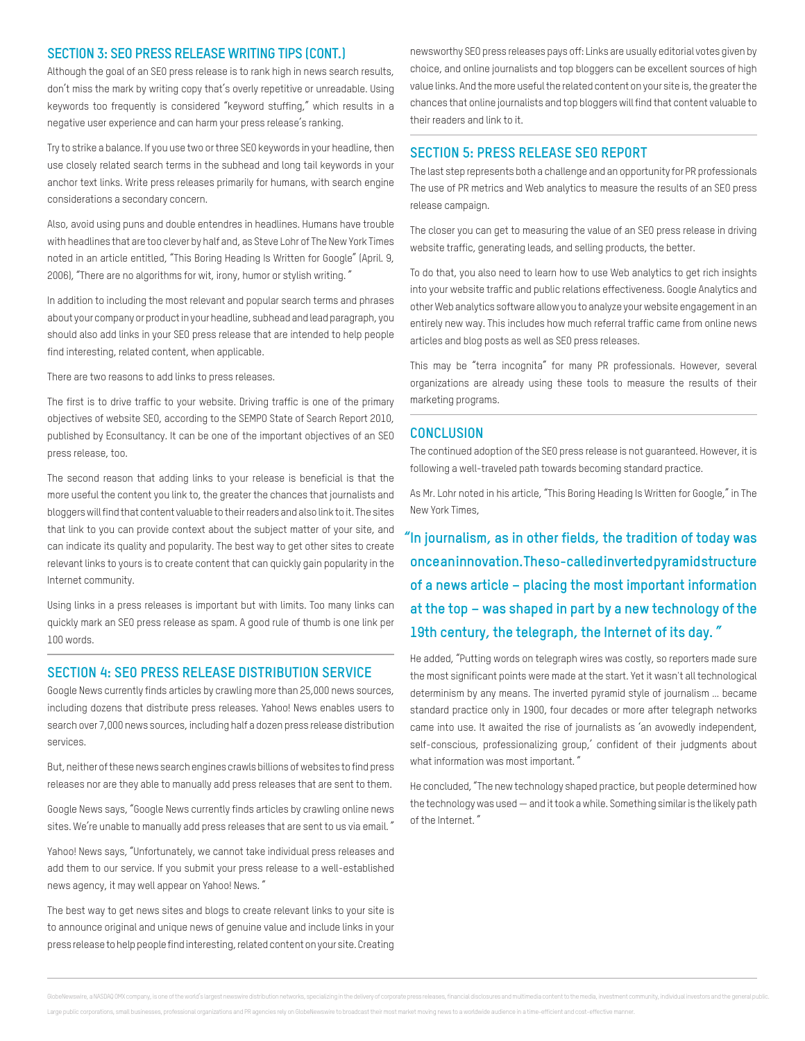## SECTION 3: SEO PRESS RELEASE WRITING TIPS (CONT.)

Although the goal of an SEO press release is to rank high in news search results, don't miss the mark by writing copy that's overly repetitive or unreadable. Using keywords too frequently is considered "keyword stuffing," which results in a negative user experience and can harm your press release's ranking.

Try to strike a balance. If you use two or three SEO keywords in your headline, then use closely related search terms in the subhead and long tail keywords in your anchor text links. Write press releases primarily for humans, with search engine considerations a secondary concern.

Also, avoid using puns and double entendres in headlines. Humans have trouble with headlines that are too clever by half and, as Steve Lohr of The New York Times noted in an article entitled, "This Boring Heading Is Written for Google" (April. 9, 2006), "There are no algorithms for wit, irony, humor or stylish writing."

In addition to including the most relevant and popular search terms and phrases about your company or product in your headline, subhead and lead paragraph, you should also add links in your SEO press release that are intended to help people find interesting, related content, when applicable.

There are two reasons to add links to press releases.

The first is to drive traffic to your website. Driving traffic is one of the primary objectives of website SEO, according to the SEMPO State of Search Report 2010, published by Econsultancy. It can be one of the important objectives of an SEO press release, too.

The second reason that adding links to your release is beneficial is that the more useful the content you link to, the greater the chances that journalists and bloggers will find that content valuable to their readers and also link to it. The sites that link to you can provide context about the subject matter of your site, and can indicate its quality and popularity. The best way to get other sites to create relevant links to yours is to create content that can quickly gain popularity in the Internet community.

Using links in a press releases is important but with limits. Too many links can quickly mark an SEO press release as spam. A good rule of thumb is one link per 100 words.

## SECTION 4: SEO PRESS RELEASE DISTRIBUTION SERVICE

Google News currently finds articles by crawling more than 25,000 news sources, including dozens that distribute press releases. Yahoo! News enables users to search over 7,000 news sources, including half a dozen press release distribution services.

But, neither of these news search engines crawls billions of websites to find press releases nor are they able to manually add press releases that are sent to them.

Google News says, "Google News currently finds articles by crawling online news sites. We're unable to manually add press releases that are sent to us via email."

Yahoo! News says, "Unfortunately, we cannot take individual press releases and add them to our service. If you submit your press release to a well-established news agency, it may well appear on Yahoo! News."

The best way to get news sites and blogs to create relevant links to your site is to announce original and unique news of genuine value and include links in your press release to help people find interesting, related content on your site. Creating newsworthy SEO press releases pays off: Links are usually editorial votes given by choice, and online journalists and top bloggers can be excellent sources of high value links. And the more useful the related content on your site is, the greater the chances that online journalists and top bloggers will find that content valuable to their readers and link to it.

## SECTION 5: PRESS RELEASE SEO REPORT

The last step represents both a challenge and an opportunity for PR professionals The use of PR metrics and Web analytics to measure the results of an SEO press release campaign.

The closer you can get to measuring the value of an SEO press release in driving website traffic, generating leads, and selling products, the better.

To do that, you also need to learn how to use Web analytics to get rich insights into your website traffic and public relations effectiveness. Google Analytics and other Web analytics software allow you to analyze your website engagement in an entirely new way. This includes how much referral traffic came from online news articles and blog posts as well as SEO press releases.

This may be "terra incognita" for many PR professionals. However, several organizations are already using these tools to measure the results of their marketing programs.

## CONCLUSION

The continued adoption of the SEO press release is not guaranteed. However, it is following a well-traveled path towards becoming standard practice.

As Mr. Lohr noted in his article, "This Boring Heading Is Written for Google," in The New York Times,

> **"In journalism, as in other fields, the tradition of today was once an innovation. The so-called inverted pyramid structure of a news article – placing the most important information at the top – was shaped in part by a new technology of the 19th century, the telegraph, the Internet of its day."**

He added, "Putting words on telegraph wires was costly, so reporters made sure the most significant points were made at the start. Yet it wasn't all technological determinism by any means. The inverted pyramid style of journalism ... became standard practice only in 1900, four decades or more after telegraph networks came into use. It awaited the rise of journalists as 'an avowedly independent, self-conscious, professionalizing group,' confident of their judgments about what information was most important."

He concluded, "The new technology shaped practice, but people determined how the technology was used — and it took a while. Something similar is the likely path of the Internet."

GlobeNewswire, a NASDAQ OMX company, is one of the world's largest newswire distribution networks, specializing in the delivery of corporate press releases, financial disclosures and multimedia content to the media, investment community, individual investors and the general public. Large public corporations, small businesses, professional organizations and PR agencies rely on GlobeNewswire to broadcast their most market moving news to a worldwide audience in a time-efficient and cost-effective manner.